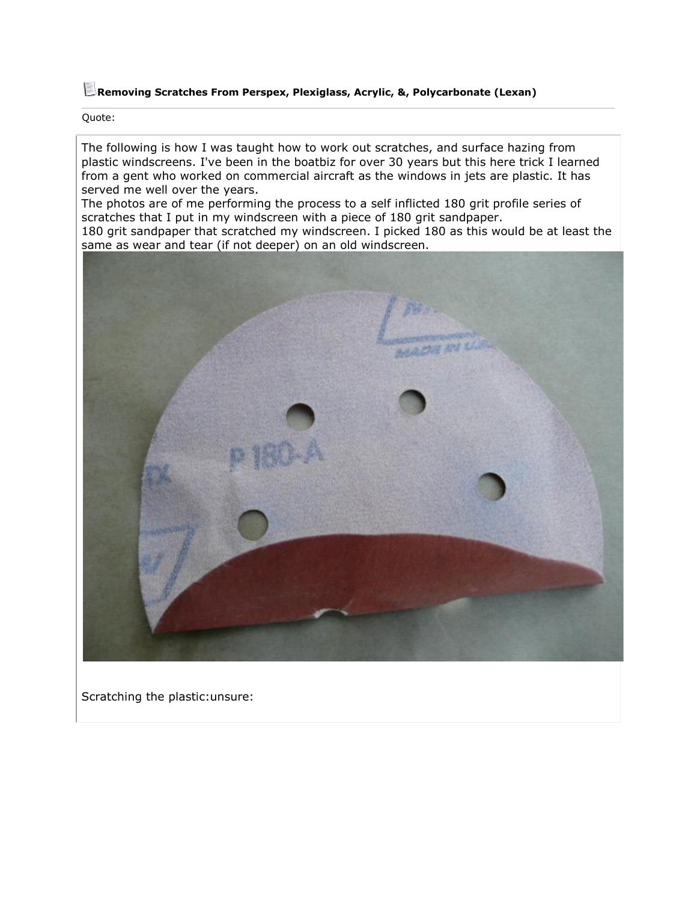**Removing Scratches From Perspex, Plexiglass, Acrylic, &, Polycarbonate (Lexan)**

Quote:

The following is how I was taught how to work out scratches, and surface hazing from plastic windscreens. I've been in the boatbiz for over 30 years but this here trick I learned from a gent who worked on commercial aircraft as the windows in jets are plastic. It has served me well over the years.
The photos are of me performing the process to a self inflicted 180 grit profile series of scratches that I put in my windscreen with a piece of 180 grit sandpaper.
180 grit sandpaper that scratched my windscreen. I picked 180 as this would be at least the same as wear and tear (if not deeper) on an old windscreen.

Scratching the plastic:unsure: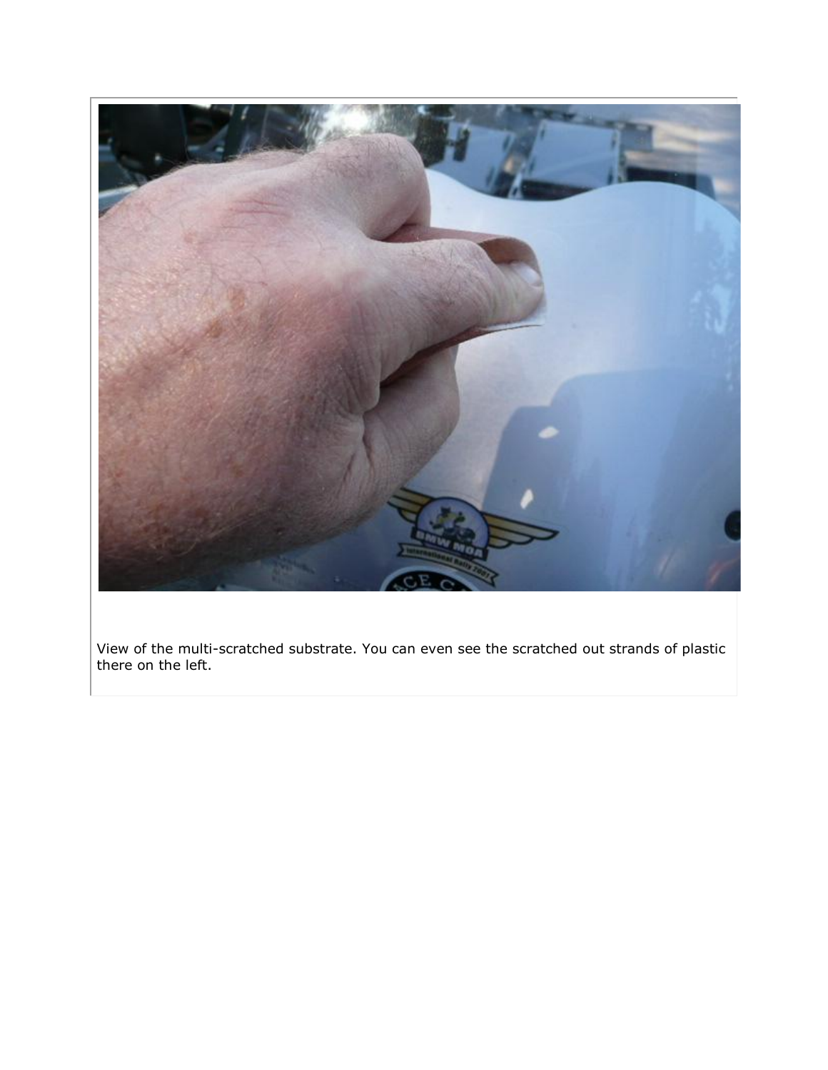View of the multi-scratched substrate. You can even see the scratched out strands of plastic there on the left.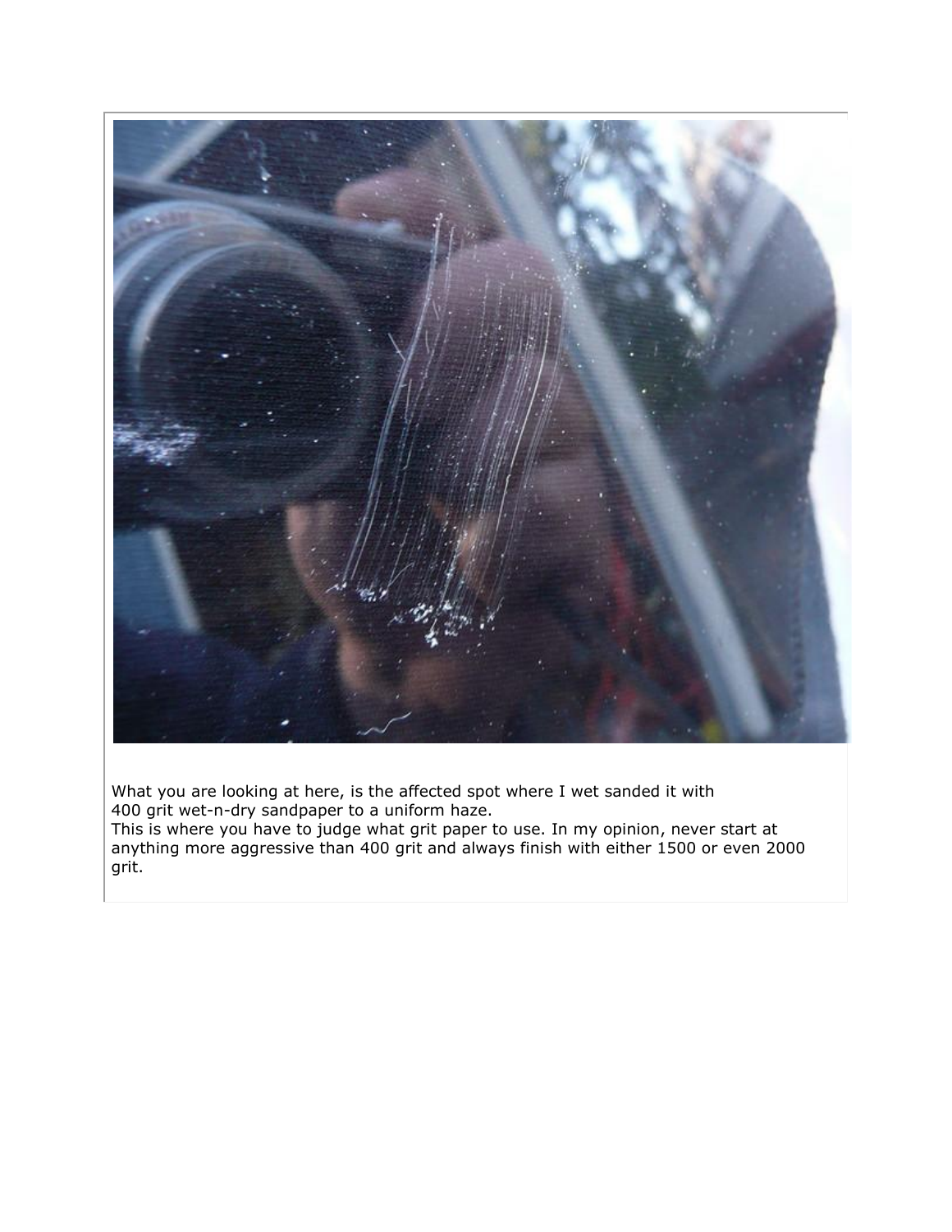What you are looking at here, is the affected spot where I wet sanded it with 400 grit wet-n-dry sandpaper to a uniform haze.
This is where you have to judge what grit paper to use. In my opinion, never start at anything more aggressive than 400 grit and always finish with either 1500 or even 2000 grit.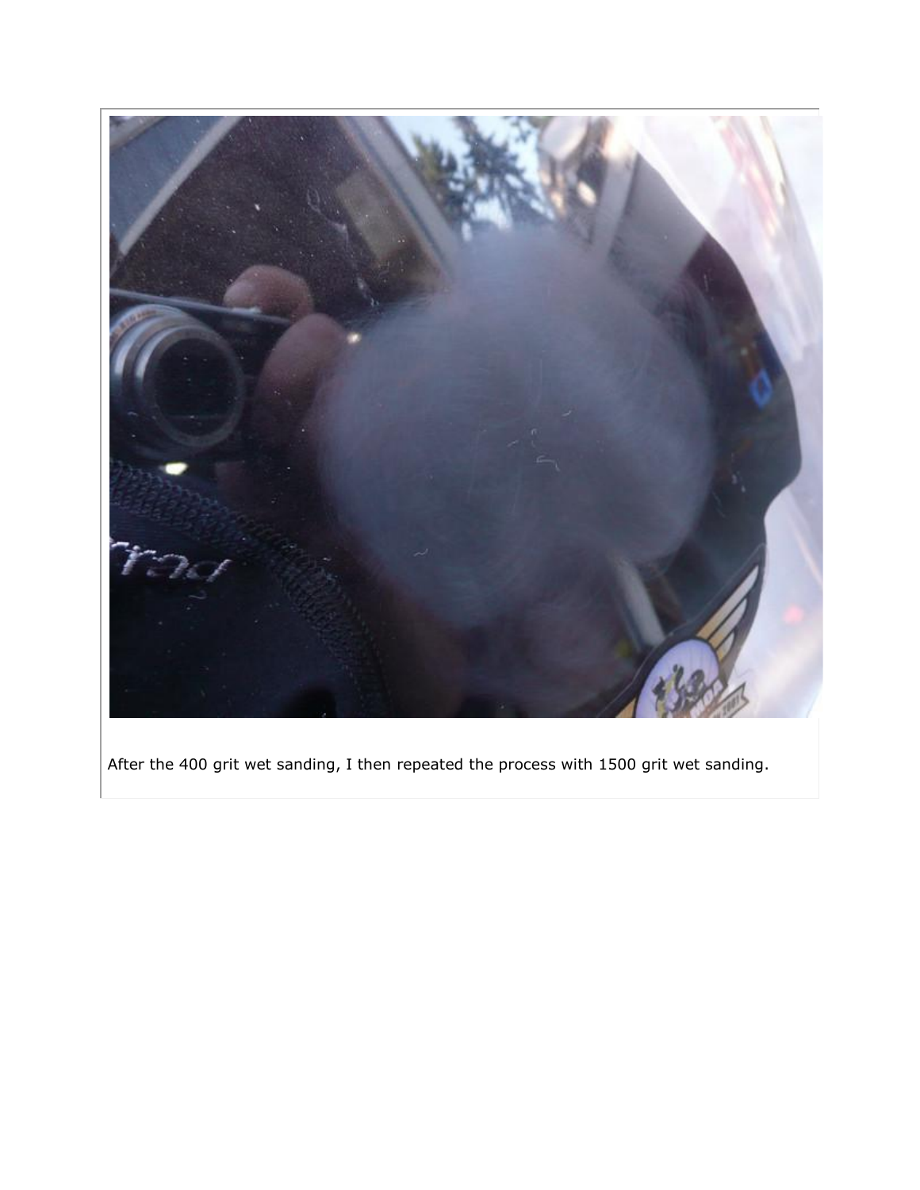After the 400 grit wet sanding, I then repeated the process with 1500 grit wet sanding.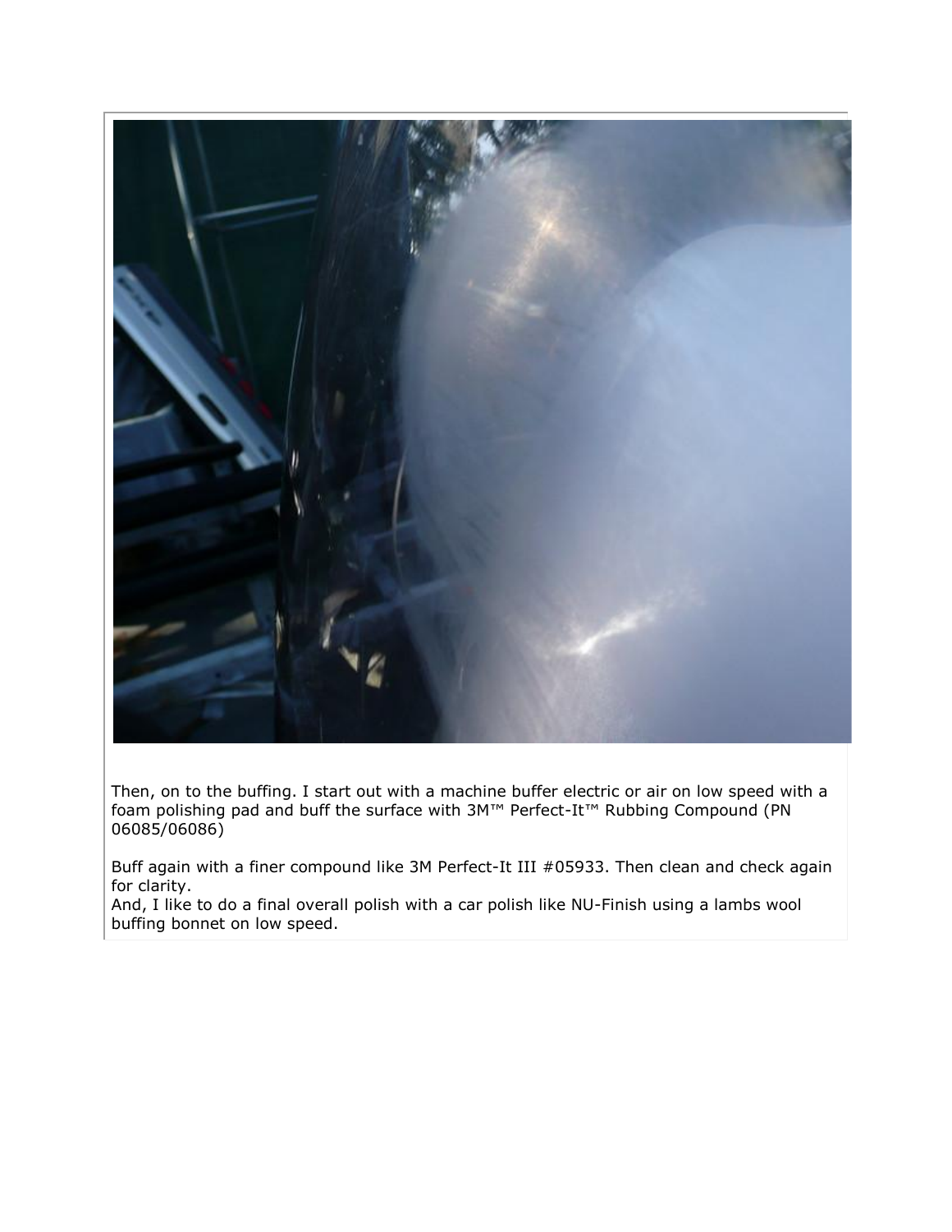Then, on to the buffing. I start out with a machine buffer electric or air on low speed with a foam polishing pad and buff the surface with 3M™ Perfect-It™ Rubbing Compound (PN 06085/06086)

Buff again with a finer compound like 3M Perfect-It III #05933. Then clean and check again for clarity.
And, I like to do a final overall polish with a car polish like NU-Finish using a lambs wool buffing bonnet on low speed.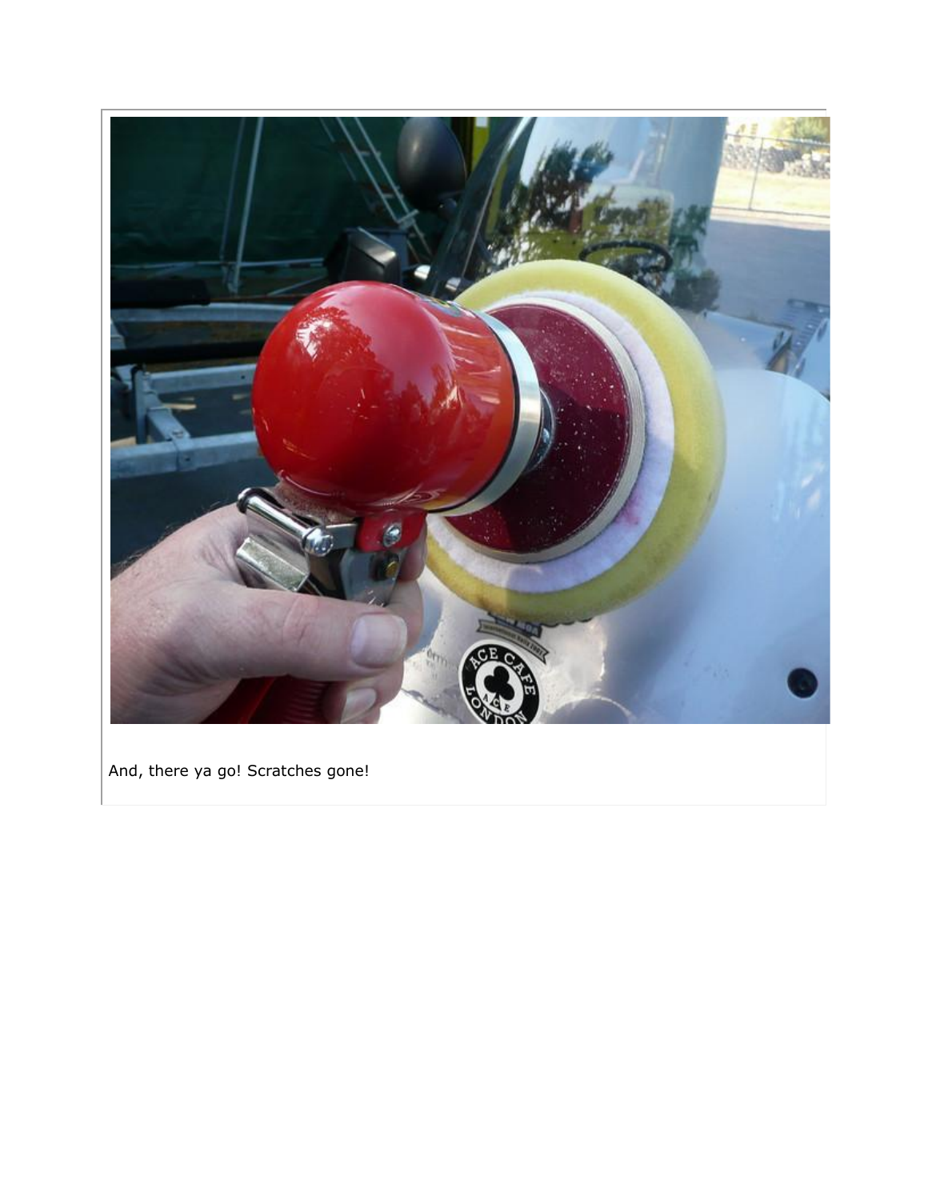And, there ya go! Scratches gone!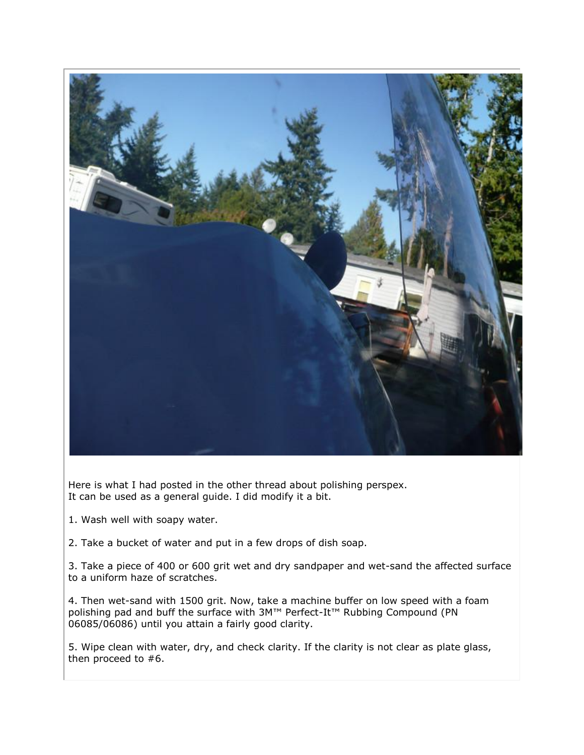Here is what I had posted in the other thread about polishing perspex.
It can be used as a general guide. I did modify it a bit.

1. Wash well with soapy water.

2. Take a bucket of water and put in a few drops of dish soap.

3. Take a piece of 400 or 600 grit wet and dry sandpaper and wet-sand the affected surface to a uniform haze of scratches.

4. Then wet-sand with 1500 grit. Now, take a machine buffer on low speed with a foam polishing pad and buff the surface with 3M™ Perfect-It™ Rubbing Compound (PN 06085/06086) until you attain a fairly good clarity.

5. Wipe clean with water, dry, and check clarity. If the clarity is not clear as plate glass, then proceed to #6.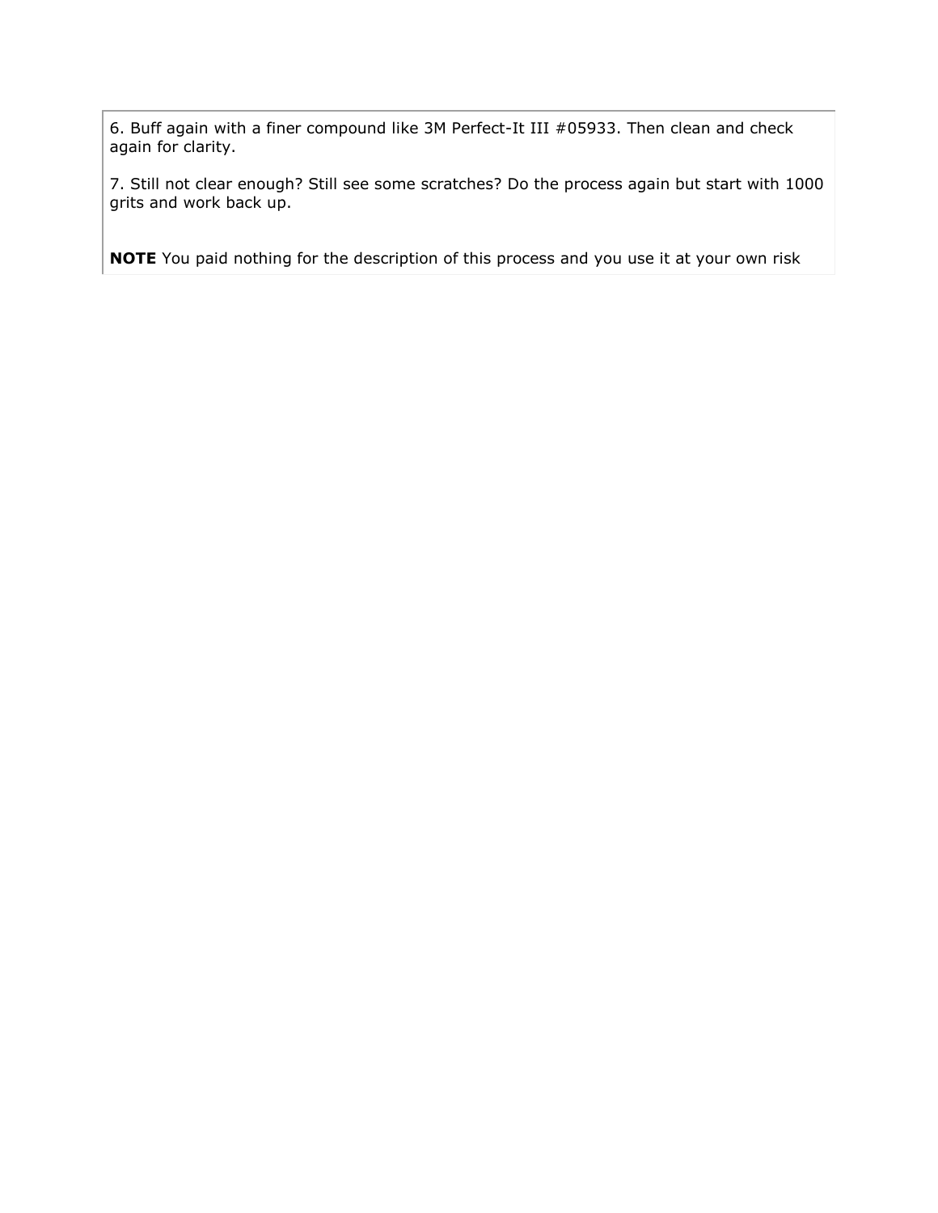6. Buff again with a finer compound like 3M Perfect-It III #05933. Then clean and check again for clarity.

7. Still not clear enough? Still see some scratches? Do the process again but start with 1000 grits and work back up.

**NOTE** You paid nothing for the description of this process and you use it at your own risk